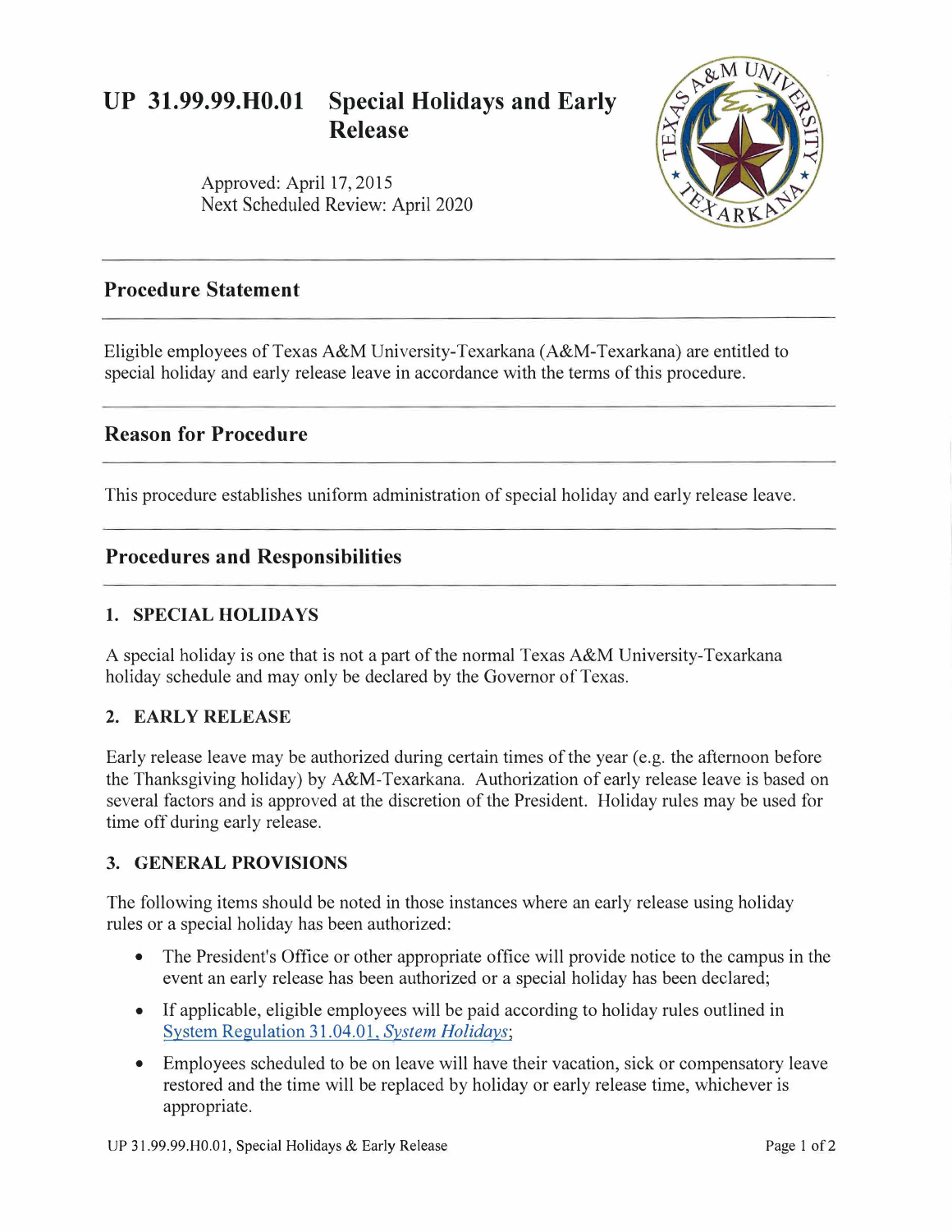# UP 31.99.99.H0.01 Special Holidays and Early Release

Approved: April 17, 2015
Next Scheduled Review: April 2020

## Procedure Statement

Eligible employees of Texas A&M University-Texarkana (A&M-Texarkana) are entitled to special holiday and early release leave in accordance with the terms of this procedure.

## Reason for Procedure

This procedure establishes uniform administration of special holiday and early release leave.

## Procedures and Responsibilities

### 1. SPECIAL HOLIDAYS

A special holiday is one that is not a part of the normal Texas A&M University-Texarkana holiday schedule and may only be declared by the Governor of Texas.

### 2. EARLY RELEASE

Early release leave may be authorized during certain times of the year (e.g. the afternoon before the Thanksgiving holiday) by A&M-Texarkana. Authorization of early release leave is based on several factors and is approved at the discretion of the President. Holiday rules may be used for time off during early release.

### 3. GENERAL PROVISIONS

The following items should be noted in those instances where an early release using holiday rules or a special holiday has been authorized:

- The President's Office or other appropriate office will provide notice to the campus in the event an early release has been authorized or a special holiday has been declared;
- If applicable, eligible employees will be paid according to holiday rules outlined in System Regulation 31.04.01, *System Holidays*;
- Employees scheduled to be on leave will have their vacation, sick or compensatory leave restored and the time will be replaced by holiday or early release time, whichever is appropriate.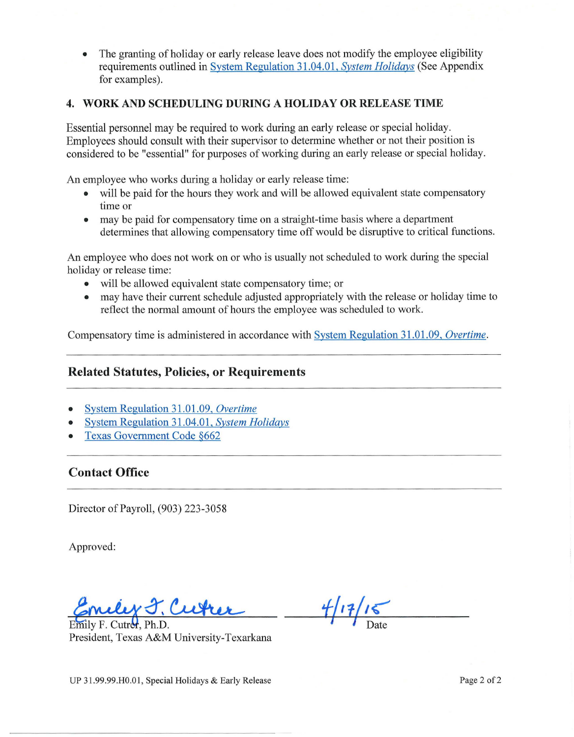- The granting of holiday or early release leave does not modify the employee eligibility requirements outlined in System Regulation 31.04.01, *System Holidays* (See Appendix for examples).

## 4. WORK AND SCHEDULING DURING A HOLIDAY OR RELEASE TIME

Essential personnel may be required to work during an early release or special holiday. Employees should consult with their supervisor to determine whether or not their position is considered to be "essential" for purposes of working during an early release or special holiday.

An employee who works during a holiday or early release time:

- will be paid for the hours they work and will be allowed equivalent state compensatory time or
- may be paid for compensatory time on a straight-time basis where a department determines that allowing compensatory time off would be disruptive to critical functions.

An employee who does not work on or who is usually not scheduled to work during the special holiday or release time:

- will be allowed equivalent state compensatory time; or
- may have their current schedule adjusted appropriately with the release or holiday time to reflect the normal amount of hours the employee was scheduled to work.

Compensatory time is administered in accordance with System Regulation 31.01.09, *Overtime*.

---

## Related Statutes, Policies, or Requirements

---

- System Regulation 31.01.09, *Overtime*
- System Regulation 31.04.01, *System Holidays*
- Texas Government Code §662

---

## Contact Office

---

Director of Payroll, (903) 223-3058

Approved:

Emily F. Cutrer, Ph.D.
President, Texas A&M University-Texarkana

4/17/15
Date

UP 31.99.99.H0.01, Special Holidays & Early Release